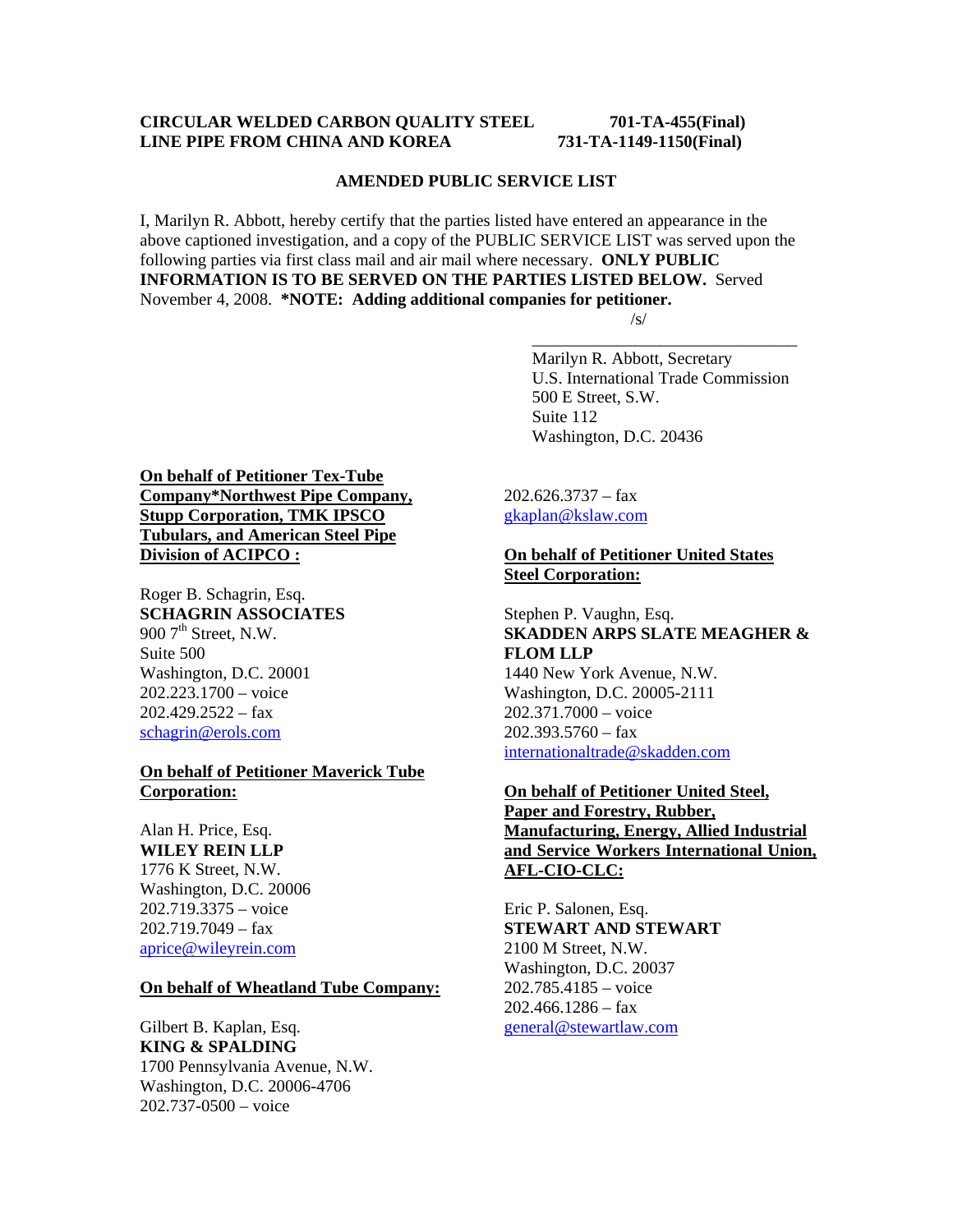**CIRCULAR WELDED CARBON QUALITY STEEL LINE PIPE FROM CHINA AND KOREA**

**701-TA-455(Final)**
**731-TA-1149-1150(Final)**

**AMENDED PUBLIC SERVICE LIST**

I, Marilyn R. Abbott, hereby certify that the parties listed have entered an appearance in the above captioned investigation, and a copy of the PUBLIC SERVICE LIST was served upon the following parties via first class mail and air mail where necessary. **ONLY PUBLIC INFORMATION IS TO BE SERVED ON THE PARTIES LISTED BELOW.** Served November 4, 2008. **\*NOTE: Adding additional companies for petitioner.**

/s/
________________________________

Marilyn R. Abbott, Secretary
U.S. International Trade Commission
500 E Street, S.W.
Suite 112
Washington, D.C. 20436

**On behalf of Petitioner Tex-Tube Company\*Northwest Pipe Company, Stupp Corporation, TMK IPSCO Tubulars, and American Steel Pipe Division of ACIPCO :**

Roger B. Schagrin, Esq.
**SCHAGRIN ASSOCIATES**
900 7th Street, N.W.
Suite 500
Washington, D.C. 20001
202.223.1700 – voice
202.429.2522 – fax
schagrin@erols.com

**On behalf of Petitioner Maverick Tube Corporation:**

Alan H. Price, Esq.
**WILEY REIN LLP**
1776 K Street, N.W.
Washington, D.C. 20006
202.719.3375 – voice
202.719.7049 – fax
aprice@wileyrein.com

**On behalf of Wheatland Tube Company:**

Gilbert B. Kaplan, Esq.
**KING & SPALDING**
1700 Pennsylvania Avenue, N.W.
Washington, D.C. 20006-4706
202.737-0500 – voice
202.626.3737 – fax
gkaplan@kslaw.com

**On behalf of Petitioner United States Steel Corporation:**

Stephen P. Vaughn, Esq.
**SKADDEN ARPS SLATE MEAGHER & FLOM LLP**
1440 New York Avenue, N.W.
Washington, D.C. 20005-2111
202.371.7000 – voice
202.393.5760 – fax
internationaltrade@skadden.com

**On behalf of Petitioner United Steel, Paper and Forestry, Rubber, Manufacturing, Energy, Allied Industrial and Service Workers International Union, AFL-CIO-CLC:**

Eric P. Salonen, Esq.
**STEWART AND STEWART**
2100 M Street, N.W.
Washington, D.C. 20037
202.785.4185 – voice
202.466.1286 – fax
general@stewartlaw.com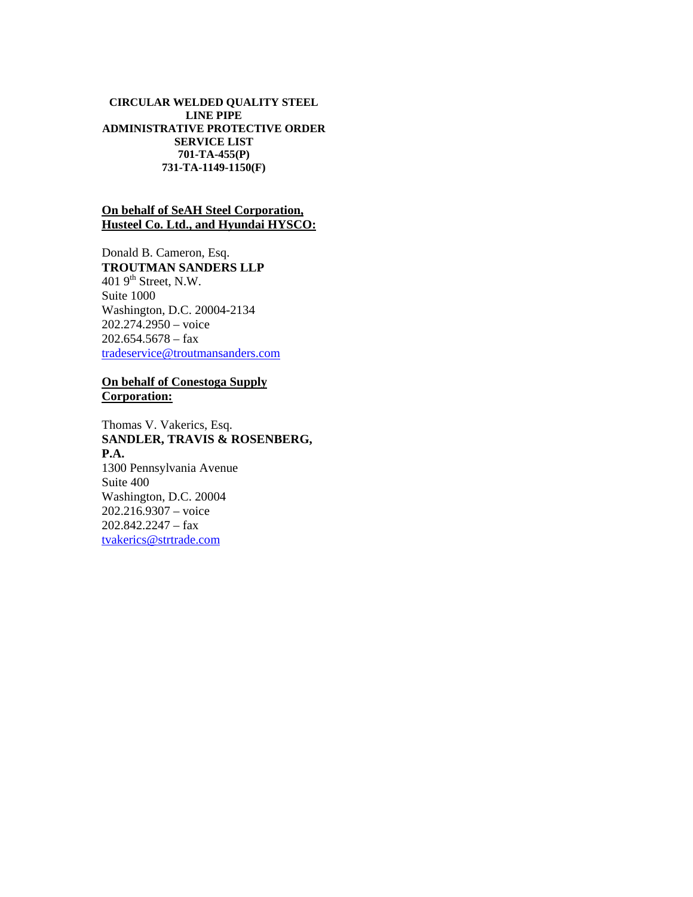**CIRCULAR WELDED QUALITY STEEL LINE PIPE**
**ADMINISTRATIVE PROTECTIVE ORDER SERVICE LIST**
**701-TA-455(P)**
**731-TA-1149-1150(F)**

**On behalf of SeAH Steel Corporation, Husteel Co. Ltd., and Hyundai HYSCO:**

Donald B. Cameron, Esq.
**TROUTMAN SANDERS LLP**
401 9th Street, N.W.
Suite 1000
Washington, D.C. 20004-2134
202.274.2950 – voice
202.654.5678 – fax
tradeservice@troutmansanders.com

**On behalf of Conestoga Supply Corporation:**

Thomas V. Vakerics, Esq.
**SANDLER, TRAVIS & ROSENBERG, P.A.**
1300 Pennsylvania Avenue
Suite 400
Washington, D.C. 20004
202.216.9307 – voice
202.842.2247 – fax
tvakerics@strtrade.com